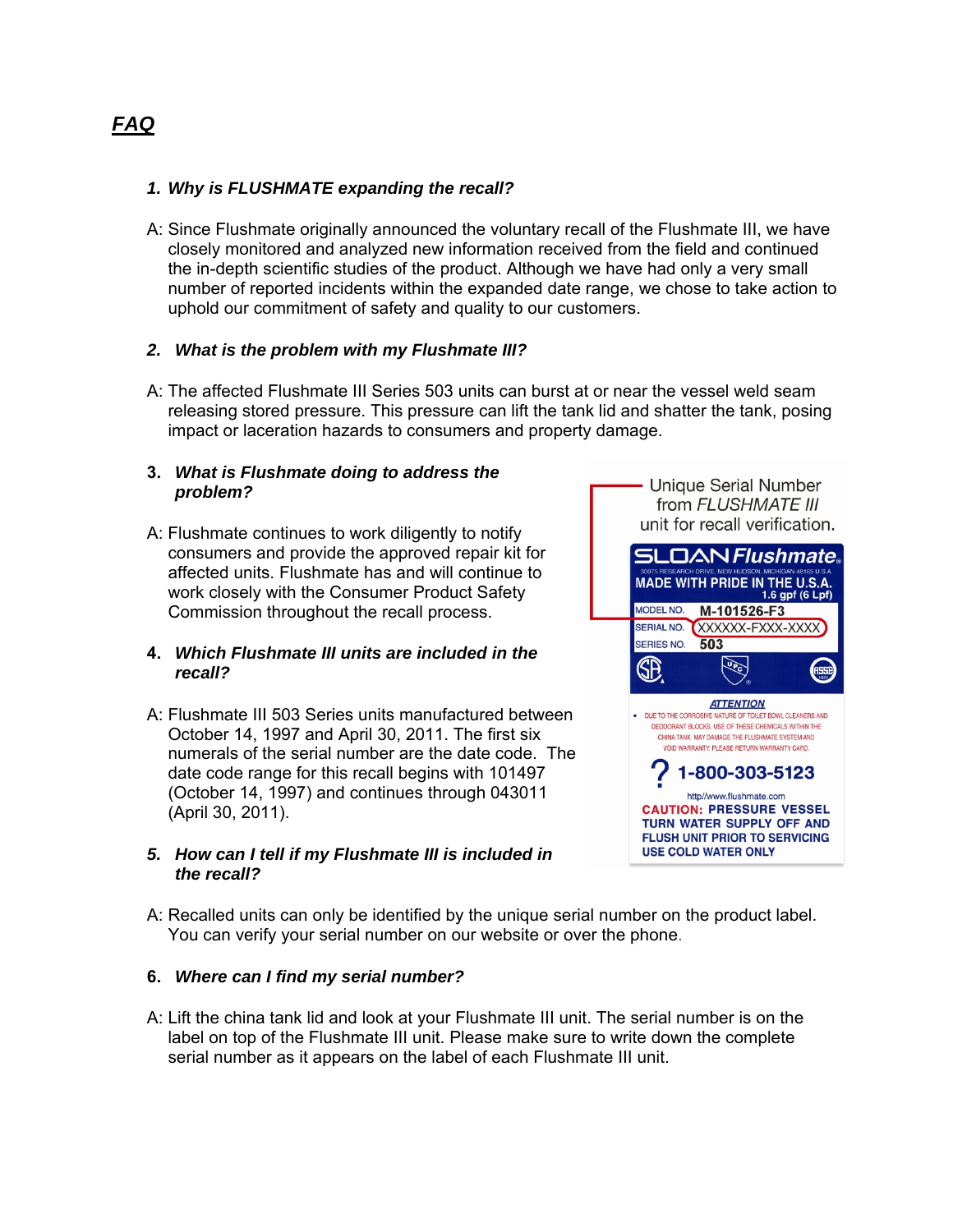# FAQ

**1. Why is FLUSHMATE expanding the recall?**

A: Since Flushmate originally announced the voluntary recall of the Flushmate III, we have closely monitored and analyzed new information received from the field and continued the in-depth scientific studies of the product. Although we have had only a very small number of reported incidents within the expanded date range, we chose to take action to uphold our commitment of safety and quality to our customers.

**2. What is the problem with my Flushmate III?**

A: The affected Flushmate III Series 503 units can burst at or near the vessel weld seam releasing stored pressure. This pressure can lift the tank lid and shatter the tank, posing impact or laceration hazards to consumers and property damage.

**3. What is Flushmate doing to address the problem?**

A: Flushmate continues to work diligently to notify consumers and provide the approved repair kit for affected units. Flushmate has and will continue to work closely with the Consumer Product Safety Commission throughout the recall process.

**4. Which Flushmate III units are included in the recall?**

A: Flushmate III 503 Series units manufactured between October 14, 1997 and April 30, 2011. The first six numerals of the serial number are the date code. The date code range for this recall begins with 101497 (October 14, 1997) and continues through 043011 (April 30, 2011).

Unique Serial Number from *FLUSHMATE III* unit for recall verification.

SLOAN *Flushmate*®
30075 RESEARCH DRIVE, NEW HUDSON, MICHIGAN 48165 U.S.A.
MADE WITH PRIDE IN THE U.S.A.
1.6 gpf (6 Lpf)

MODEL NO. M-101526-F3
SERIAL NO. XXXXXX-FXXX-XXXX
SERIES NO. 503

ATTENTION
- DUE TO THE CORROSIVE NATURE OF TOILET BOWL CLEANERS AND DEODORANT BLOCKS, USE OF THESE CHEMICALS WITHIN THE CHINA TANK MAY DAMAGE THE FLUSHMATE SYSTEM AND VOID WARRANTY. PLEASE RETURN WARRANTY CARD.

? 1-800-303-5123
http//www.flushmate.com
CAUTION: PRESSURE VESSEL
TURN WATER SUPPLY OFF AND FLUSH UNIT PRIOR TO SERVICING
USE COLD WATER ONLY

**5. How can I tell if my Flushmate III is included in the recall?**

A: Recalled units can only be identified by the unique serial number on the product label. You can verify your serial number on our website or over the phone.

**6. Where can I find my serial number?**

A: Lift the china tank lid and look at your Flushmate III unit. The serial number is on the label on top of the Flushmate III unit. Please make sure to write down the complete serial number as it appears on the label of each Flushmate III unit.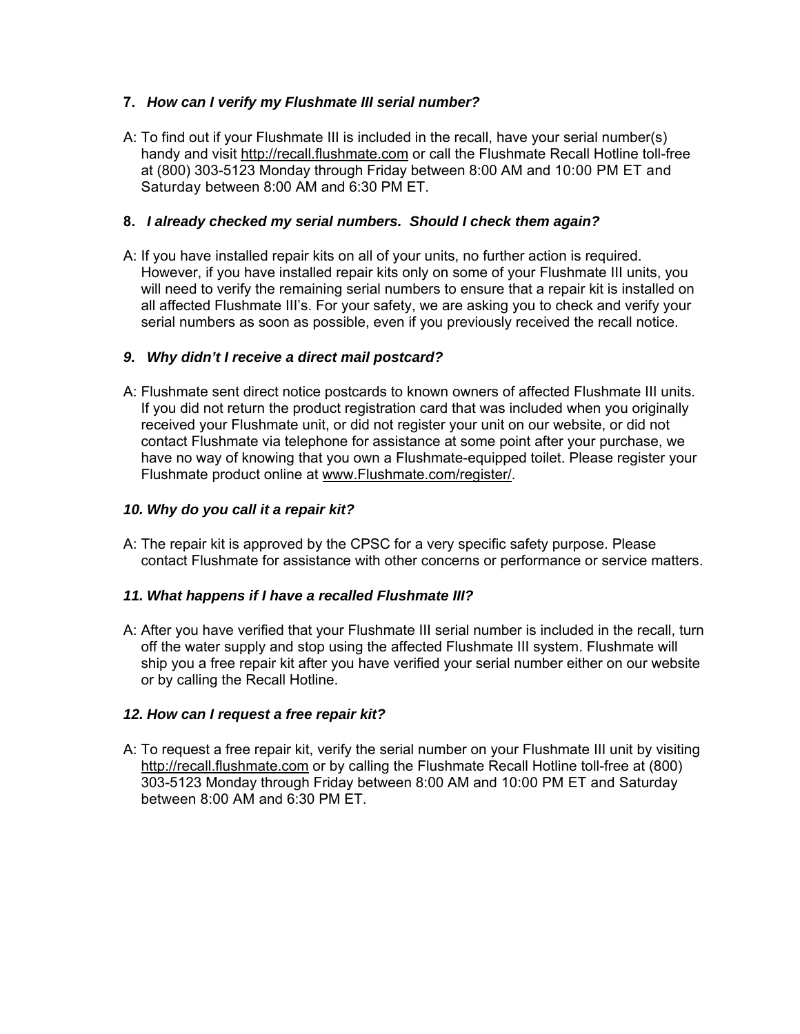### 7. *How can I verify my Flushmate III serial number?*

A: To find out if your Flushmate III is included in the recall, have your serial number(s) handy and visit http://recall.flushmate.com or call the Flushmate Recall Hotline toll-free at (800) 303-5123 Monday through Friday between 8:00 AM and 10:00 PM ET and Saturday between 8:00 AM and 6:30 PM ET.

### 8. *I already checked my serial numbers. Should I check them again?*

A: If you have installed repair kits on all of your units, no further action is required. However, if you have installed repair kits only on some of your Flushmate III units, you will need to verify the remaining serial numbers to ensure that a repair kit is installed on all affected Flushmate III's. For your safety, we are asking you to check and verify your serial numbers as soon as possible, even if you previously received the recall notice.

### *9. Why didn't I receive a direct mail postcard?*

A: Flushmate sent direct notice postcards to known owners of affected Flushmate III units. If you did not return the product registration card that was included when you originally received your Flushmate unit, or did not register your unit on our website, or did not contact Flushmate via telephone for assistance at some point after your purchase, we have no way of knowing that you own a Flushmate-equipped toilet. Please register your Flushmate product online at www.Flushmate.com/register/.

### *10. Why do you call it a repair kit?*

A: The repair kit is approved by the CPSC for a very specific safety purpose. Please contact Flushmate for assistance with other concerns or performance or service matters.

### *11. What happens if I have a recalled Flushmate III?*

A: After you have verified that your Flushmate III serial number is included in the recall, turn off the water supply and stop using the affected Flushmate III system. Flushmate will ship you a free repair kit after you have verified your serial number either on our website or by calling the Recall Hotline.

### *12. How can I request a free repair kit?*

A: To request a free repair kit, verify the serial number on your Flushmate III unit by visiting http://recall.flushmate.com or by calling the Flushmate Recall Hotline toll-free at (800) 303-5123 Monday through Friday between 8:00 AM and 10:00 PM ET and Saturday between 8:00 AM and 6:30 PM ET.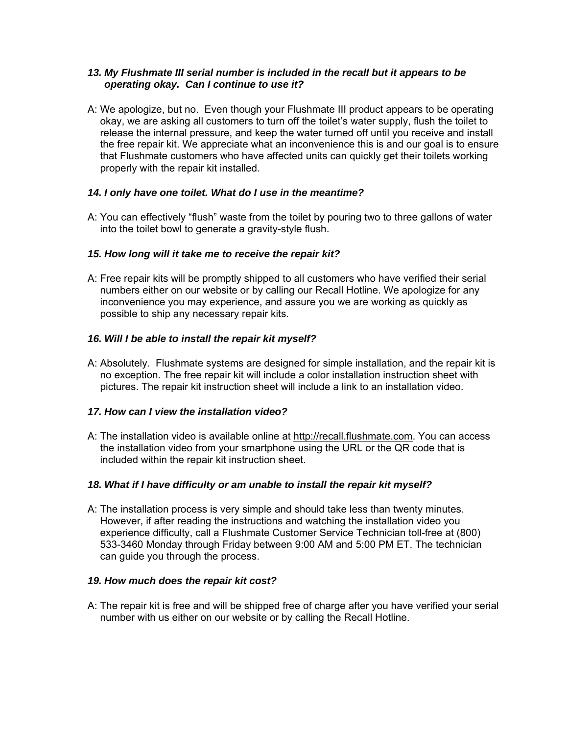***13. My Flushmate III serial number is included in the recall but it appears to be operating okay. Can I continue to use it?***

A: We apologize, but no. Even though your Flushmate III product appears to be operating okay, we are asking all customers to turn off the toilet's water supply, flush the toilet to release the internal pressure, and keep the water turned off until you receive and install the free repair kit. We appreciate what an inconvenience this is and our goal is to ensure that Flushmate customers who have affected units can quickly get their toilets working properly with the repair kit installed.

***14. I only have one toilet. What do I use in the meantime?***

A: You can effectively "flush" waste from the toilet by pouring two to three gallons of water into the toilet bowl to generate a gravity-style flush.

***15. How long will it take me to receive the repair kit?***

A: Free repair kits will be promptly shipped to all customers who have verified their serial numbers either on our website or by calling our Recall Hotline. We apologize for any inconvenience you may experience, and assure you we are working as quickly as possible to ship any necessary repair kits.

***16. Will I be able to install the repair kit myself?***

A: Absolutely. Flushmate systems are designed for simple installation, and the repair kit is no exception. The free repair kit will include a color installation instruction sheet with pictures. The repair kit instruction sheet will include a link to an installation video.

***17. How can I view the installation video?***

A: The installation video is available online at http://recall.flushmate.com. You can access the installation video from your smartphone using the URL or the QR code that is included within the repair kit instruction sheet.

***18. What if I have difficulty or am unable to install the repair kit myself?***

A: The installation process is very simple and should take less than twenty minutes. However, if after reading the instructions and watching the installation video you experience difficulty, call a Flushmate Customer Service Technician toll-free at (800) 533-3460 Monday through Friday between 9:00 AM and 5:00 PM ET. The technician can guide you through the process.

***19. How much does the repair kit cost?***

A: The repair kit is free and will be shipped free of charge after you have verified your serial number with us either on our website or by calling the Recall Hotline.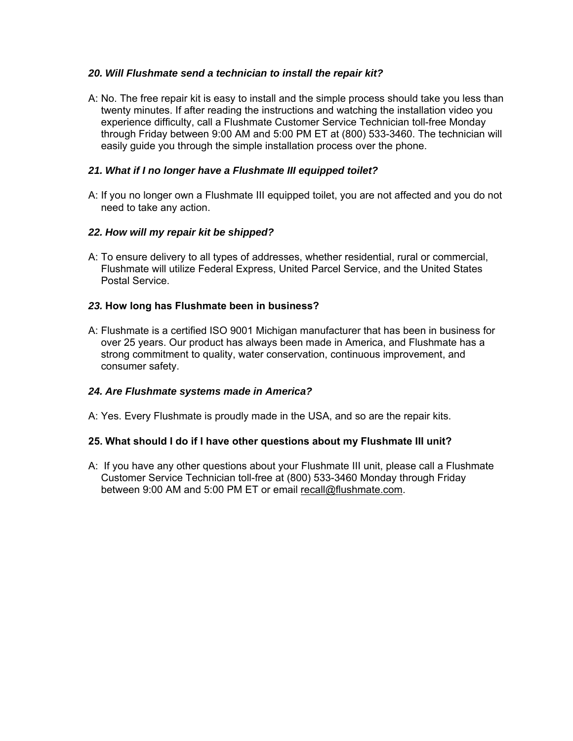***20. Will Flushmate send a technician to install the repair kit?***

A: No. The free repair kit is easy to install and the simple process should take you less than twenty minutes. If after reading the instructions and watching the installation video you experience difficulty, call a Flushmate Customer Service Technician toll-free Monday through Friday between 9:00 AM and 5:00 PM ET at (800) 533-3460. The technician will easily guide you through the simple installation process over the phone.

***21. What if I no longer have a Flushmate III equipped toilet?***

A: If you no longer own a Flushmate III equipped toilet, you are not affected and you do not need to take any action.

***22. How will my repair kit be shipped?***

A: To ensure delivery to all types of addresses, whether residential, rural or commercial, Flushmate will utilize Federal Express, United Parcel Service, and the United States Postal Service.

***23.* How long has Flushmate been in business?**

A: Flushmate is a certified ISO 9001 Michigan manufacturer that has been in business for over 25 years. Our product has always been made in America, and Flushmate has a strong commitment to quality, water conservation, continuous improvement, and consumer safety.

***24. Are Flushmate systems made in America?***

A: Yes. Every Flushmate is proudly made in the USA, and so are the repair kits.

**25. What should I do if I have other questions about my Flushmate III unit?**

A: If you have any other questions about your Flushmate III unit, please call a Flushmate Customer Service Technician toll-free at (800) 533-3460 Monday through Friday between 9:00 AM and 5:00 PM ET or email recall@flushmate.com.